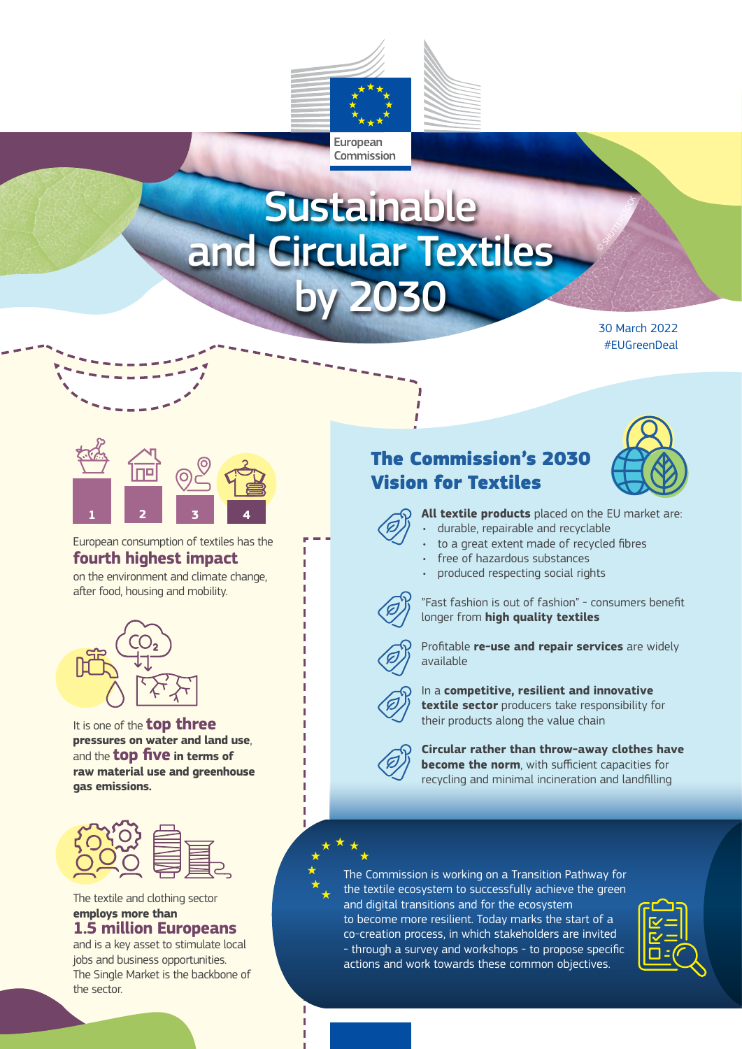European Commission

# Sustainable and Circular Textiles by 2030

30 March 2022
#EUGreenDeal

European consumption of textiles has the **fourth highest impact** on the environment and climate change, after food, housing and mobility.

It is one of the **top three pressures on water and land use**, and the **top five in terms of raw material use and greenhouse gas emissions.**

The textile and clothing sector **employs more than 1.5 million Europeans** and is a key asset to stimulate local jobs and business opportunities. The Single Market is the backbone of the sector.

## The Commission's 2030 Vision for Textiles

**All textile products** placed on the EU market are:

- durable, repairable and recyclable
- to a great extent made of recycled fibres
- free of hazardous substances
- produced respecting social rights

"Fast fashion is out of fashion" - consumers benefit longer from **high quality textiles**

Profitable **re-use and repair services** are widely available

In a **competitive, resilient and innovative textile sector** producers take responsibility for their products along the value chain

**Circular rather than throw-away clothes have become the norm**, with sufficient capacities for recycling and minimal incineration and landfilling

The Commission is working on a Transition Pathway for the textile ecosystem to successfully achieve the green and digital transitions and for the ecosystem to become more resilient. Today marks the start of a co-creation process, in which stakeholders are invited - through a survey and workshops - to propose specific actions and work towards these common objectives.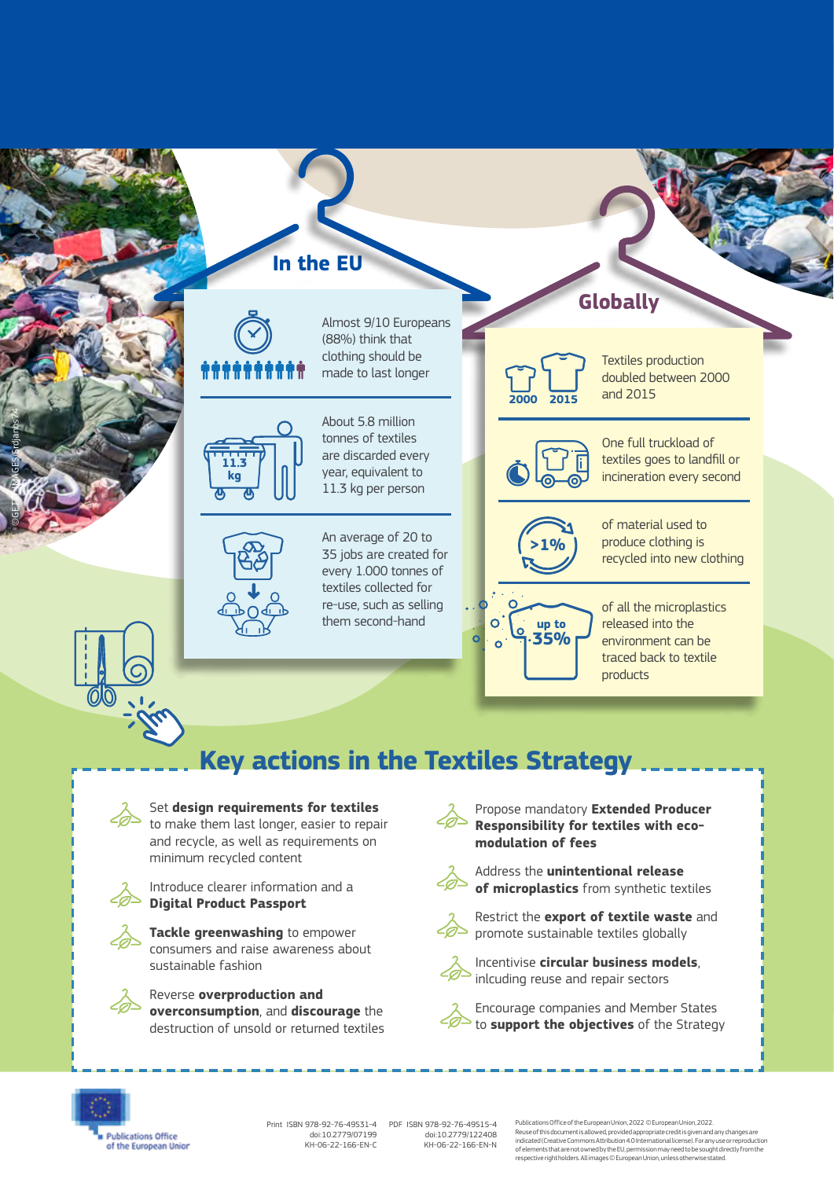## In the EU

Almost 9/10 Europeans (88%) think that clothing should be made to last longer

11.3 kg

About 5.8 million tonnes of textiles are discarded every year, equivalent to 11.3 kg per person

An average of 20 to 35 jobs are created for every 1.000 tonnes of textiles collected for re-use, such as selling them second-hand

## Globally

2000 2015

Textiles production doubled between 2000 and 2015

One full truckload of textiles goes to landfill or incineration every second

>1%

of material used to produce clothing is recycled into new clothing

up to 35%

of all the microplastics released into the environment can be traced back to textile products

©GETTY IMAGES/Sirdarrrbs74

## Key actions in the Textiles Strategy

- Set **design requirements for textiles** to make them last longer, easier to repair and recycle, as well as requirements on minimum recycled content
- Introduce clearer information and a **Digital Product Passport**
- **Tackle greenwashing** to empower consumers and raise awareness about sustainable fashion
- Reverse **overproduction and overconsumption**, and **discourage** the destruction of unsold or returned textiles
- Propose mandatory **Extended Producer Responsibility for textiles with eco-modulation of fees**
- Address the **unintentional release of microplastics** from synthetic textiles
- Restrict the **export of textile waste** and promote sustainable textiles globally
- Incentivise **circular business models**, inlcuding reuse and repair sectors
- Encourage companies and Member States to **support the objectives** of the Strategy

Publications Office of the European Union

Print ISBN 978-92-76-49531-4 doi:10.2779/07199 KH-06-22-166-EN-C

PDF ISBN 978-92-76-49515-4 doi:10.2779/122408 KH-06-22-166-EN-N

Publications Office of the European Union, 2022 © European Union, 2022. Reuse of this document is allowed, provided appropriate credit is given and any changes are indicated (Creative Commons Attribution 4.0 International license). For any use or reproduction of elements that are not owned by the EU, permission may need to be sought directly from the respective right holders. All images © European Union, unless otherwise stated.